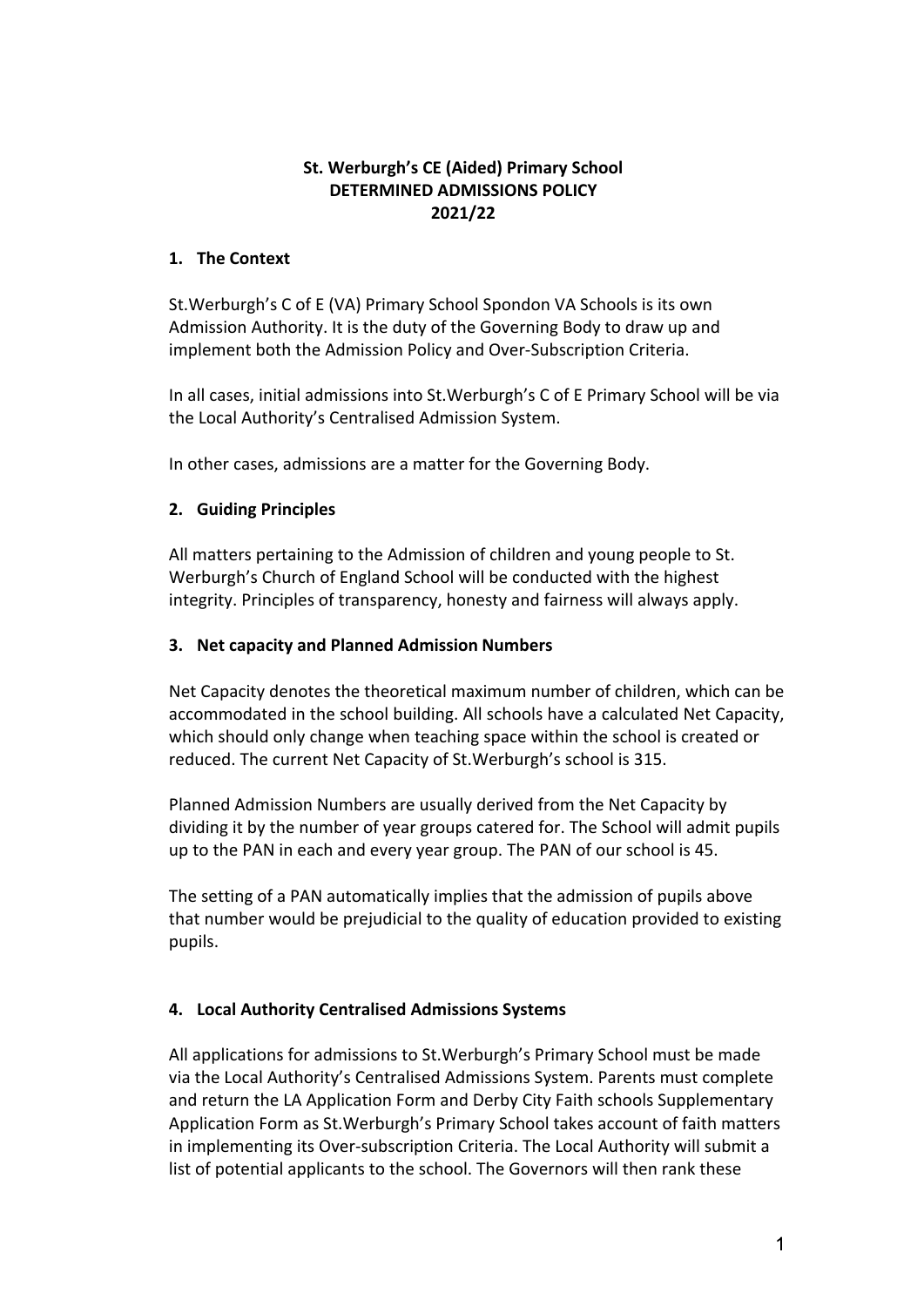**St. Werburgh's CE (Aided) Primary School**
**DETERMINED ADMISSIONS POLICY**
**2021/22**

## 1. The Context

St.Werburgh's C of E (VA) Primary School Spondon VA Schools is its own Admission Authority. It is the duty of the Governing Body to draw up and implement both the Admission Policy and Over-Subscription Criteria.

In all cases, initial admissions into St.Werburgh's C of E Primary School will be via the Local Authority's Centralised Admission System.

In other cases, admissions are a matter for the Governing Body.

## 2. Guiding Principles

All matters pertaining to the Admission of children and young people to St. Werburgh's Church of England School will be conducted with the highest integrity. Principles of transparency, honesty and fairness will always apply.

## 3. Net capacity and Planned Admission Numbers

Net Capacity denotes the theoretical maximum number of children, which can be accommodated in the school building. All schools have a calculated Net Capacity, which should only change when teaching space within the school is created or reduced. The current Net Capacity of St.Werburgh's school is 315.

Planned Admission Numbers are usually derived from the Net Capacity by dividing it by the number of year groups catered for. The School will admit pupils up to the PAN in each and every year group. The PAN of our school is 45.

The setting of a PAN automatically implies that the admission of pupils above that number would be prejudicial to the quality of education provided to existing pupils.

## 4. Local Authority Centralised Admissions Systems

All applications for admissions to St.Werburgh's Primary School must be made via the Local Authority's Centralised Admissions System. Parents must complete and return the LA Application Form and Derby City Faith schools Supplementary Application Form as St.Werburgh's Primary School takes account of faith matters in implementing its Over-subscription Criteria. The Local Authority will submit a list of potential applicants to the school. The Governors will then rank these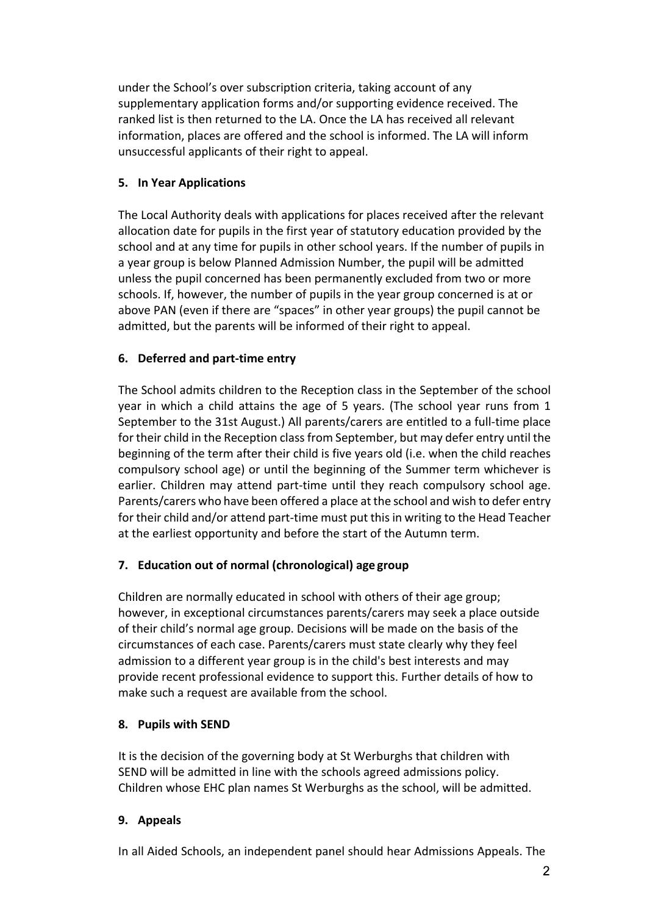under the School's over subscription criteria, taking account of any supplementary application forms and/or supporting evidence received. The ranked list is then returned to the LA. Once the LA has received all relevant information, places are offered and the school is informed. The LA will inform unsuccessful applicants of their right to appeal.

**5. In Year Applications**

The Local Authority deals with applications for places received after the relevant allocation date for pupils in the first year of statutory education provided by the school and at any time for pupils in other school years. If the number of pupils in a year group is below Planned Admission Number, the pupil will be admitted unless the pupil concerned has been permanently excluded from two or more schools. If, however, the number of pupils in the year group concerned is at or above PAN (even if there are "spaces" in other year groups) the pupil cannot be admitted, but the parents will be informed of their right to appeal.

**6. Deferred and part-time entry**

The School admits children to the Reception class in the September of the school year in which a child attains the age of 5 years. (The school year runs from 1 September to the 31st August.) All parents/carers are entitled to a full-time place for their child in the Reception class from September, but may defer entry until the beginning of the term after their child is five years old (i.e. when the child reaches compulsory school age) or until the beginning of the Summer term whichever is earlier. Children may attend part-time until they reach compulsory school age. Parents/carers who have been offered a place at the school and wish to defer entry for their child and/or attend part-time must put this in writing to the Head Teacher at the earliest opportunity and before the start of the Autumn term.

**7. Education out of normal (chronological) age group**

Children are normally educated in school with others of their age group; however, in exceptional circumstances parents/carers may seek a place outside of their child's normal age group. Decisions will be made on the basis of the circumstances of each case. Parents/carers must state clearly why they feel admission to a different year group is in the child's best interests and may provide recent professional evidence to support this. Further details of how to make such a request are available from the school.

**8. Pupils with SEND**

It is the decision of the governing body at St Werburghs that children with SEND will be admitted in line with the schools agreed admissions policy. Children whose EHC plan names St Werburghs as the school, will be admitted.

**9. Appeals**

In all Aided Schools, an independent panel should hear Admissions Appeals. The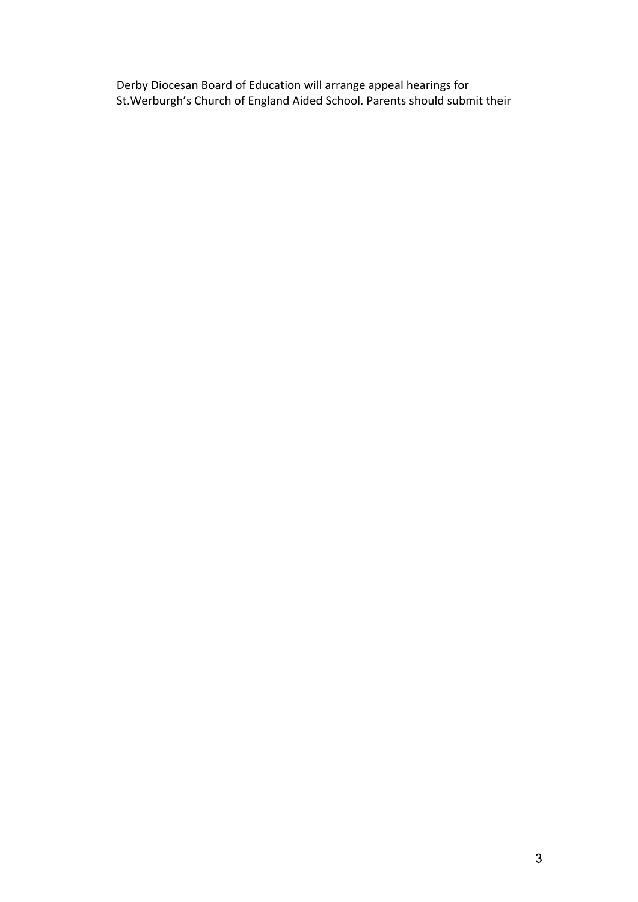Derby Diocesan Board of Education will arrange appeal hearings for St.Werburgh's Church of England Aided School. Parents should submit their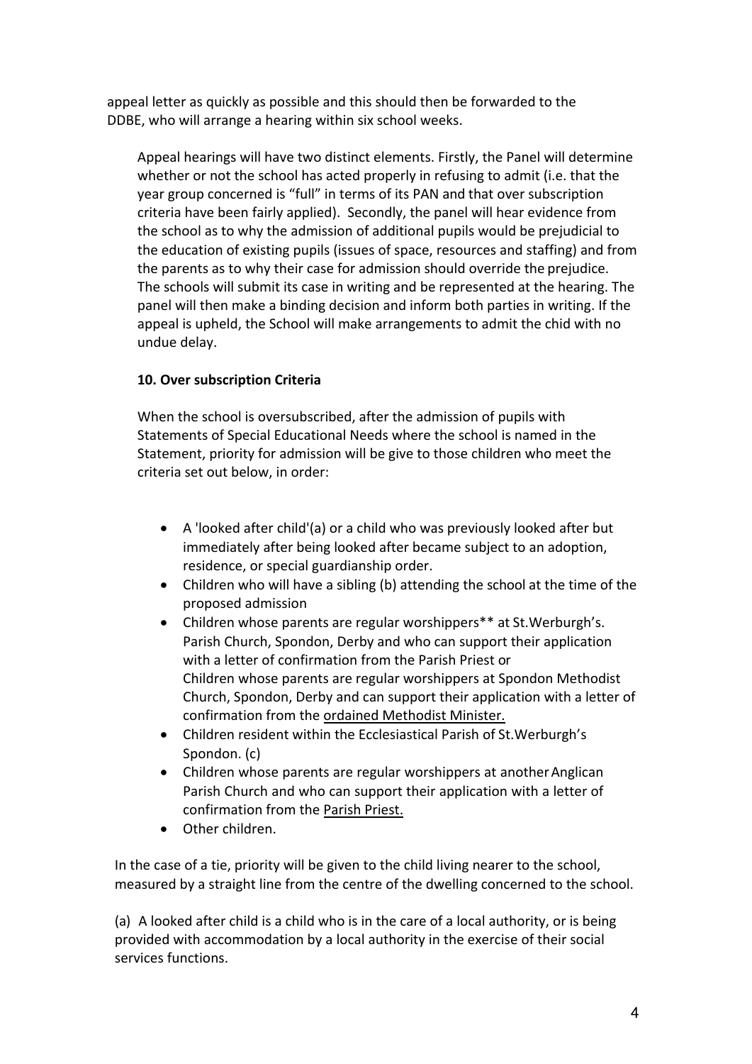appeal letter as quickly as possible and this should then be forwarded to the DDBE, who will arrange a hearing within six school weeks.

Appeal hearings will have two distinct elements. Firstly, the Panel will determine whether or not the school has acted properly in refusing to admit (i.e. that the year group concerned is "full" in terms of its PAN and that over subscription criteria have been fairly applied). Secondly, the panel will hear evidence from the school as to why the admission of additional pupils would be prejudicial to the education of existing pupils (issues of space, resources and staffing) and from the parents as to why their case for admission should override the prejudice. The schools will submit its case in writing and be represented at the hearing. The panel will then make a binding decision and inform both parties in writing. If the appeal is upheld, the School will make arrangements to admit the chid with no undue delay.

**10. Over subscription Criteria**

When the school is oversubscribed, after the admission of pupils with Statements of Special Educational Needs where the school is named in the Statement, priority for admission will be give to those children who meet the criteria set out below, in order:

- A 'looked after child'(a) or a child who was previously looked after but immediately after being looked after became subject to an adoption, residence, or special guardianship order.
- Children who will have a sibling (b) attending the school at the time of the proposed admission
- Children whose parents are regular worshippers** at St.Werburgh's. Parish Church, Spondon, Derby and who can support their application with a letter of confirmation from the Parish Priest or
  Children whose parents are regular worshippers at Spondon Methodist Church, Spondon, Derby and can support their application with a letter of confirmation from the ordained Methodist Minister.
- Children resident within the Ecclesiastical Parish of St.Werburgh's Spondon. (c)
- Children whose parents are regular worshippers at another Anglican Parish Church and who can support their application with a letter of confirmation from the Parish Priest.
- Other children.

In the case of a tie, priority will be given to the child living nearer to the school, measured by a straight line from the centre of the dwelling concerned to the school.

(a) A looked after child is a child who is in the care of a local authority, or is being provided with accommodation by a local authority in the exercise of their social services functions.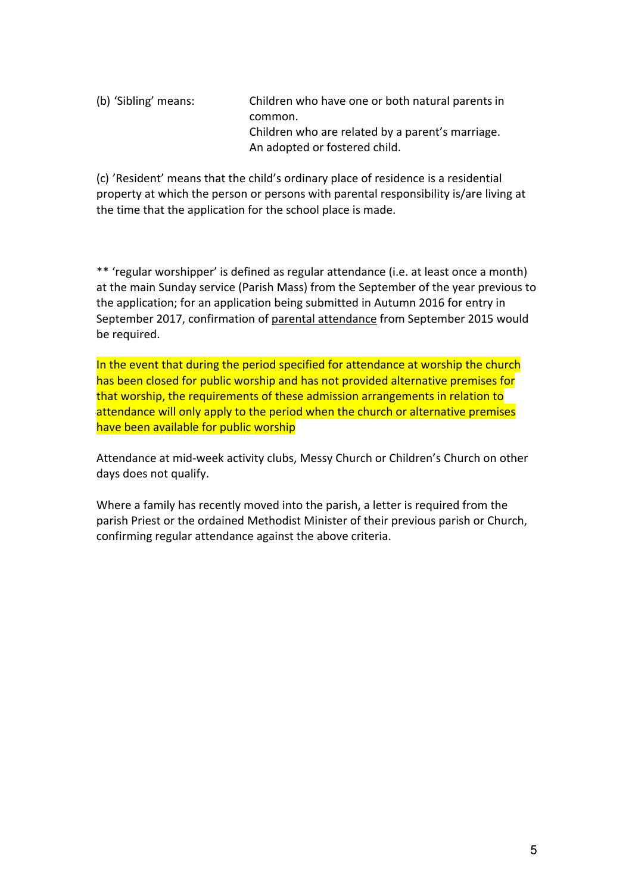(b) 'Sibling' means: Children who have one or both natural parents in common.
Children who are related by a parent's marriage.
An adopted or fostered child.

(c) 'Resident' means that the child's ordinary place of residence is a residential property at which the person or persons with parental responsibility is/are living at the time that the application for the school place is made.

** 'regular worshipper' is defined as regular attendance (i.e. at least once a month) at the main Sunday service (Parish Mass) from the September of the year previous to the application; for an application being submitted in Autumn 2016 for entry in September 2017, confirmation of parental attendance from September 2015 would be required.

In the event that during the period specified for attendance at worship the church has been closed for public worship and has not provided alternative premises for that worship, the requirements of these admission arrangements in relation to attendance will only apply to the period when the church or alternative premises have been available for public worship

Attendance at mid-week activity clubs, Messy Church or Children's Church on other days does not qualify.

Where a family has recently moved into the parish, a letter is required from the parish Priest or the ordained Methodist Minister of their previous parish or Church, confirming regular attendance against the above criteria.